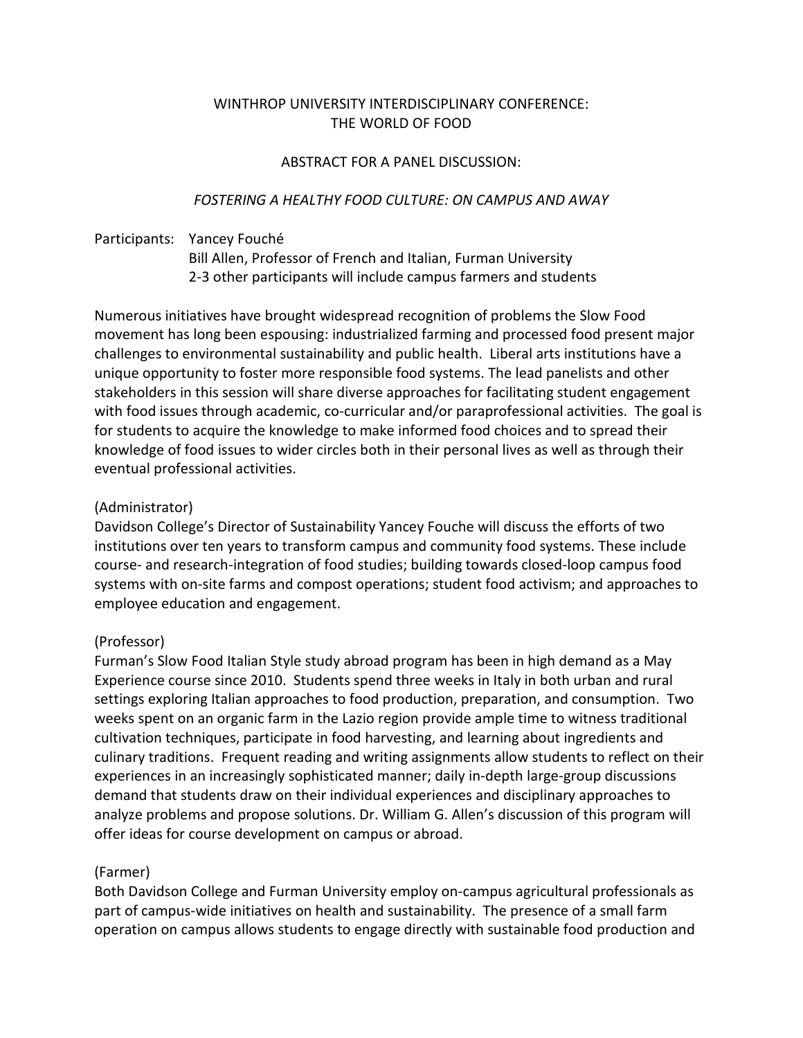# WINTHROP UNIVERSITY INTERDISCIPLINARY CONFERENCE: THE WORLD OF FOOD

## ABSTRACT FOR A PANEL DISCUSSION:

### *FOSTERING A HEALTHY FOOD CULTURE: ON CAMPUS AND AWAY*

Participants: Yancey Fouché
Bill Allen, Professor of French and Italian, Furman University
2-3 other participants will include campus farmers and students

Numerous initiatives have brought widespread recognition of problems the Slow Food movement has long been espousing: industrialized farming and processed food present major challenges to environmental sustainability and public health. Liberal arts institutions have a unique opportunity to foster more responsible food systems. The lead panelists and other stakeholders in this session will share diverse approaches for facilitating student engagement with food issues through academic, co-curricular and/or paraprofessional activities. The goal is for students to acquire the knowledge to make informed food choices and to spread their knowledge of food issues to wider circles both in their personal lives as well as through their eventual professional activities.

(Administrator)
Davidson College's Director of Sustainability Yancey Fouche will discuss the efforts of two institutions over ten years to transform campus and community food systems. These include course- and research-integration of food studies; building towards closed-loop campus food systems with on-site farms and compost operations; student food activism; and approaches to employee education and engagement.

(Professor)
Furman's Slow Food Italian Style study abroad program has been in high demand as a May Experience course since 2010. Students spend three weeks in Italy in both urban and rural settings exploring Italian approaches to food production, preparation, and consumption. Two weeks spent on an organic farm in the Lazio region provide ample time to witness traditional cultivation techniques, participate in food harvesting, and learning about ingredients and culinary traditions. Frequent reading and writing assignments allow students to reflect on their experiences in an increasingly sophisticated manner; daily in-depth large-group discussions demand that students draw on their individual experiences and disciplinary approaches to analyze problems and propose solutions. Dr. William G. Allen's discussion of this program will offer ideas for course development on campus or abroad.

(Farmer)
Both Davidson College and Furman University employ on-campus agricultural professionals as part of campus-wide initiatives on health and sustainability. The presence of a small farm operation on campus allows students to engage directly with sustainable food production and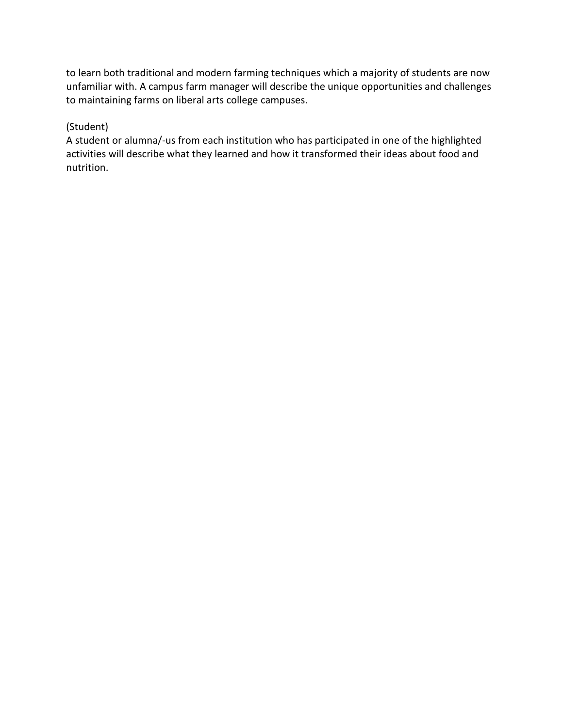to learn both traditional and modern farming techniques which a majority of students are now unfamiliar with. A campus farm manager will describe the unique opportunities and challenges to maintaining farms on liberal arts college campuses.

(Student)
A student or alumna/-us from each institution who has participated in one of the highlighted activities will describe what they learned and how it transformed their ideas about food and nutrition.